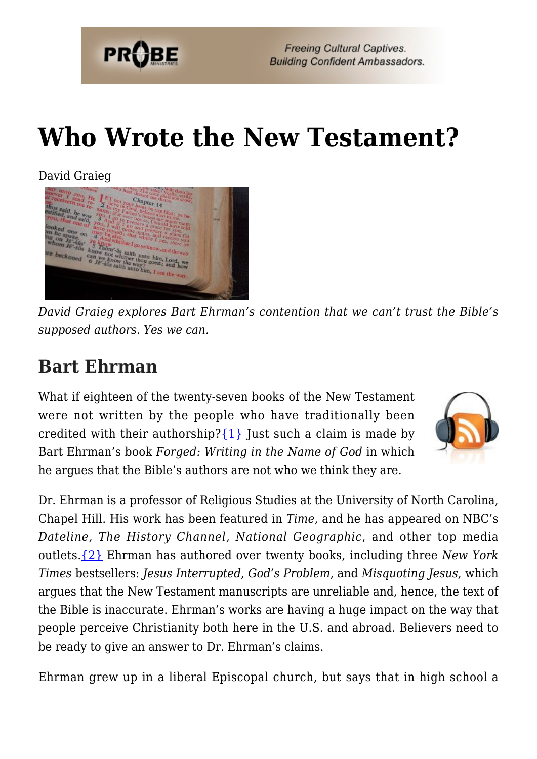# Who Wrote the New Testament?

David Graieg

*David Graieg explores Bart Ehrman's contention that we can't trust the Bible's supposed authors. Yes we can.*

## Bart Ehrman

What if eighteen of the twenty-seven books of the New Testament were not written by the people who have traditionally been credited with their authorship?{1} Just such a claim is made by Bart Ehrman's book *Forged: Writing in the Name of God* in which he argues that the Bible's authors are not who we think they are.

Dr. Ehrman is a professor of Religious Studies at the University of North Carolina, Chapel Hill. His work has been featured in *Time*, and he has appeared on NBC's *Dateline, The History Channel, National Geographic*, and other top media outlets.{2} Ehrman has authored over twenty books, including three *New York Times* bestsellers: *Jesus Interrupted, God's Problem*, and *Misquoting Jesus*, which argues that the New Testament manuscripts are unreliable and, hence, the text of the Bible is inaccurate. Ehrman's works are having a huge impact on the way that people perceive Christianity both here in the U.S. and abroad. Believers need to be ready to give an answer to Dr. Ehrman's claims.

Ehrman grew up in a liberal Episcopal church, but says that in high school a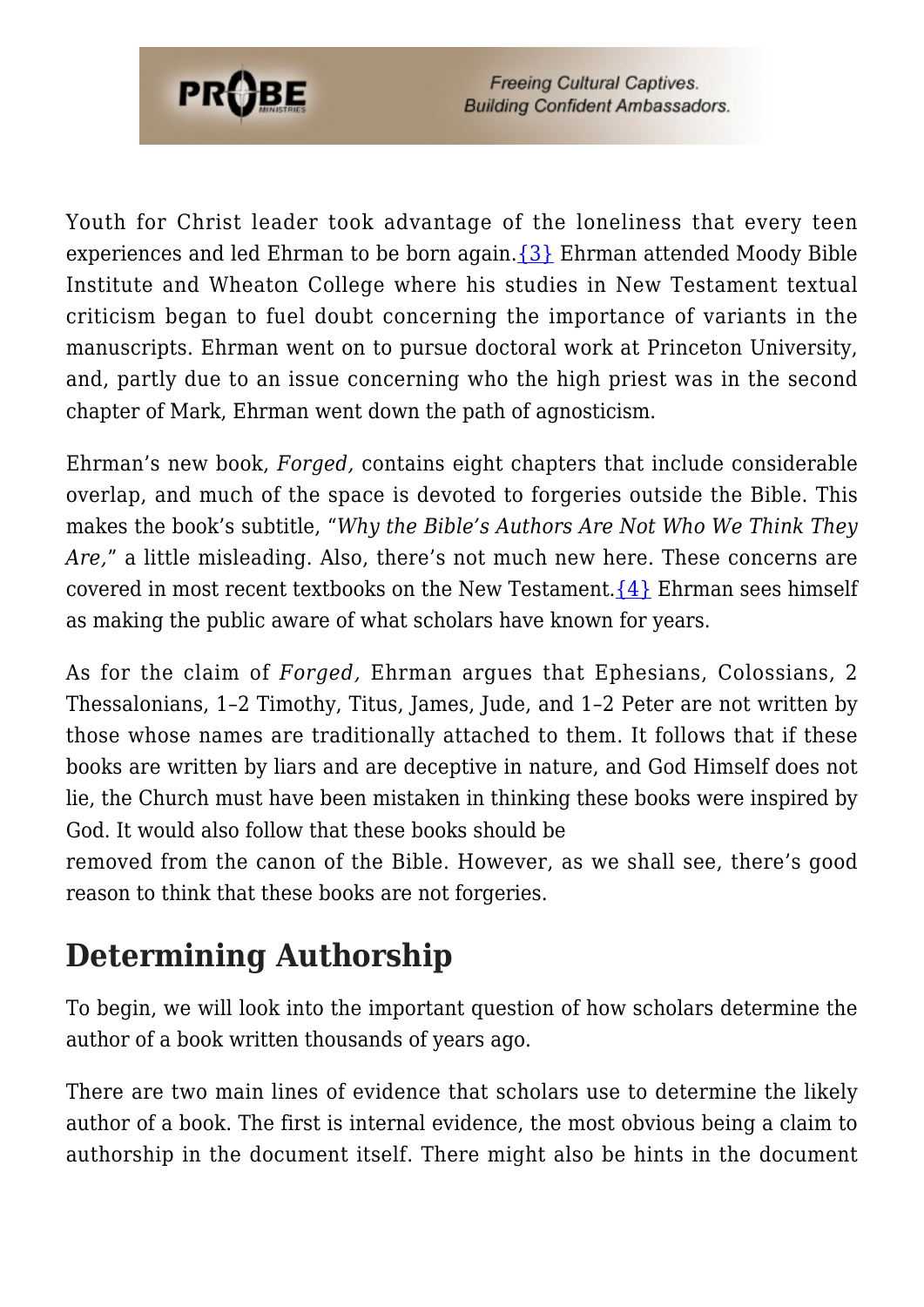Youth for Christ leader took advantage of the loneliness that every teen experiences and led Ehrman to be born again.{3} Ehrman attended Moody Bible Institute and Wheaton College where his studies in New Testament textual criticism began to fuel doubt concerning the importance of variants in the manuscripts. Ehrman went on to pursue doctoral work at Princeton University, and, partly due to an issue concerning who the high priest was in the second chapter of Mark, Ehrman went down the path of agnosticism.

Ehrman's new book, *Forged,* contains eight chapters that include considerable overlap, and much of the space is devoted to forgeries outside the Bible. This makes the book's subtitle, "*Why the Bible's Authors Are Not Who We Think They Are,*" a little misleading. Also, there's not much new here. These concerns are covered in most recent textbooks on the New Testament.{4} Ehrman sees himself as making the public aware of what scholars have known for years.

As for the claim of *Forged,* Ehrman argues that Ephesians, Colossians, 2 Thessalonians, 1–2 Timothy, Titus, James, Jude, and 1–2 Peter are not written by those whose names are traditionally attached to them. It follows that if these books are written by liars and are deceptive in nature, and God Himself does not lie, the Church must have been mistaken in thinking these books were inspired by God. It would also follow that these books should be removed from the canon of the Bible. However, as we shall see, there's good reason to think that these books are not forgeries.

## Determining Authorship

To begin, we will look into the important question of how scholars determine the author of a book written thousands of years ago.

There are two main lines of evidence that scholars use to determine the likely author of a book. The first is internal evidence, the most obvious being a claim to authorship in the document itself. There might also be hints in the document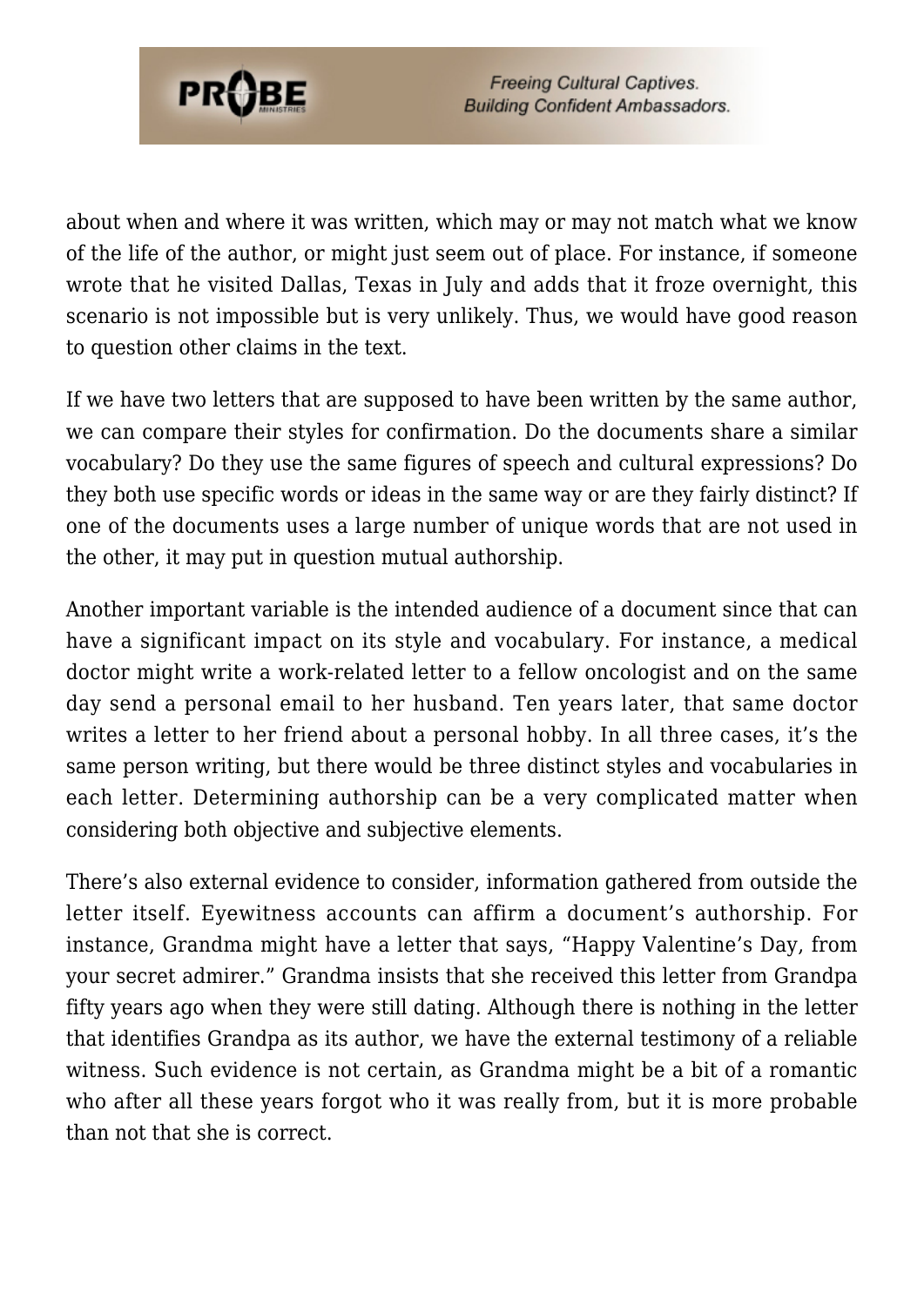about when and where it was written, which may or may not match what we know of the life of the author, or might just seem out of place. For instance, if someone wrote that he visited Dallas, Texas in July and adds that it froze overnight, this scenario is not impossible but is very unlikely. Thus, we would have good reason to question other claims in the text.

If we have two letters that are supposed to have been written by the same author, we can compare their styles for confirmation. Do the documents share a similar vocabulary? Do they use the same figures of speech and cultural expressions? Do they both use specific words or ideas in the same way or are they fairly distinct? If one of the documents uses a large number of unique words that are not used in the other, it may put in question mutual authorship.

Another important variable is the intended audience of a document since that can have a significant impact on its style and vocabulary. For instance, a medical doctor might write a work-related letter to a fellow oncologist and on the same day send a personal email to her husband. Ten years later, that same doctor writes a letter to her friend about a personal hobby. In all three cases, it's the same person writing, but there would be three distinct styles and vocabularies in each letter. Determining authorship can be a very complicated matter when considering both objective and subjective elements.

There's also external evidence to consider, information gathered from outside the letter itself. Eyewitness accounts can affirm a document's authorship. For instance, Grandma might have a letter that says, "Happy Valentine's Day, from your secret admirer." Grandma insists that she received this letter from Grandpa fifty years ago when they were still dating. Although there is nothing in the letter that identifies Grandpa as its author, we have the external testimony of a reliable witness. Such evidence is not certain, as Grandma might be a bit of a romantic who after all these years forgot who it was really from, but it is more probable than not that she is correct.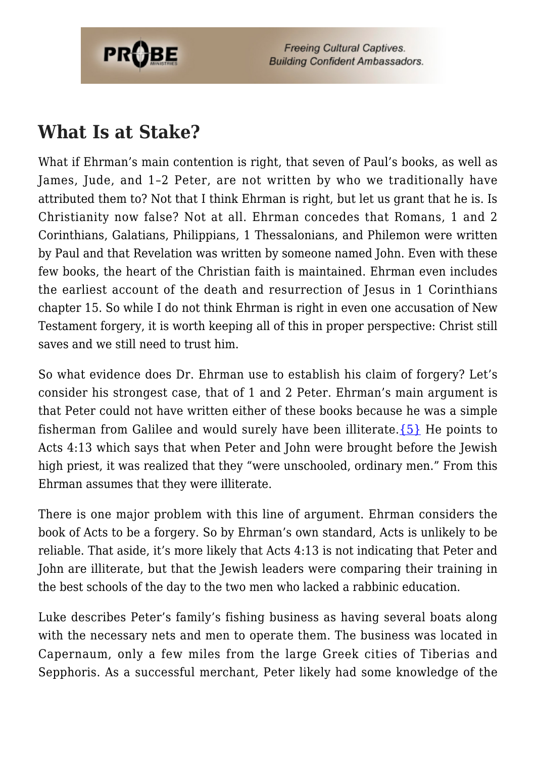## What Is at Stake?

What if Ehrman's main contention is right, that seven of Paul's books, as well as James, Jude, and 1–2 Peter, are not written by who we traditionally have attributed them to? Not that I think Ehrman is right, but let us grant that he is. Is Christianity now false? Not at all. Ehrman concedes that Romans, 1 and 2 Corinthians, Galatians, Philippians, 1 Thessalonians, and Philemon were written by Paul and that Revelation was written by someone named John. Even with these few books, the heart of the Christian faith is maintained. Ehrman even includes the earliest account of the death and resurrection of Jesus in 1 Corinthians chapter 15. So while I do not think Ehrman is right in even one accusation of New Testament forgery, it is worth keeping all of this in proper perspective: Christ still saves and we still need to trust him.

So what evidence does Dr. Ehrman use to establish his claim of forgery? Let's consider his strongest case, that of 1 and 2 Peter. Ehrman's main argument is that Peter could not have written either of these books because he was a simple fisherman from Galilee and would surely have been illiterate.{5} He points to Acts 4:13 which says that when Peter and John were brought before the Jewish high priest, it was realized that they "were unschooled, ordinary men." From this Ehrman assumes that they were illiterate.

There is one major problem with this line of argument. Ehrman considers the book of Acts to be a forgery. So by Ehrman's own standard, Acts is unlikely to be reliable. That aside, it's more likely that Acts 4:13 is not indicating that Peter and John are illiterate, but that the Jewish leaders were comparing their training in the best schools of the day to the two men who lacked a rabbinic education.

Luke describes Peter's family's fishing business as having several boats along with the necessary nets and men to operate them. The business was located in Capernaum, only a few miles from the large Greek cities of Tiberias and Sepphoris. As a successful merchant, Peter likely had some knowledge of the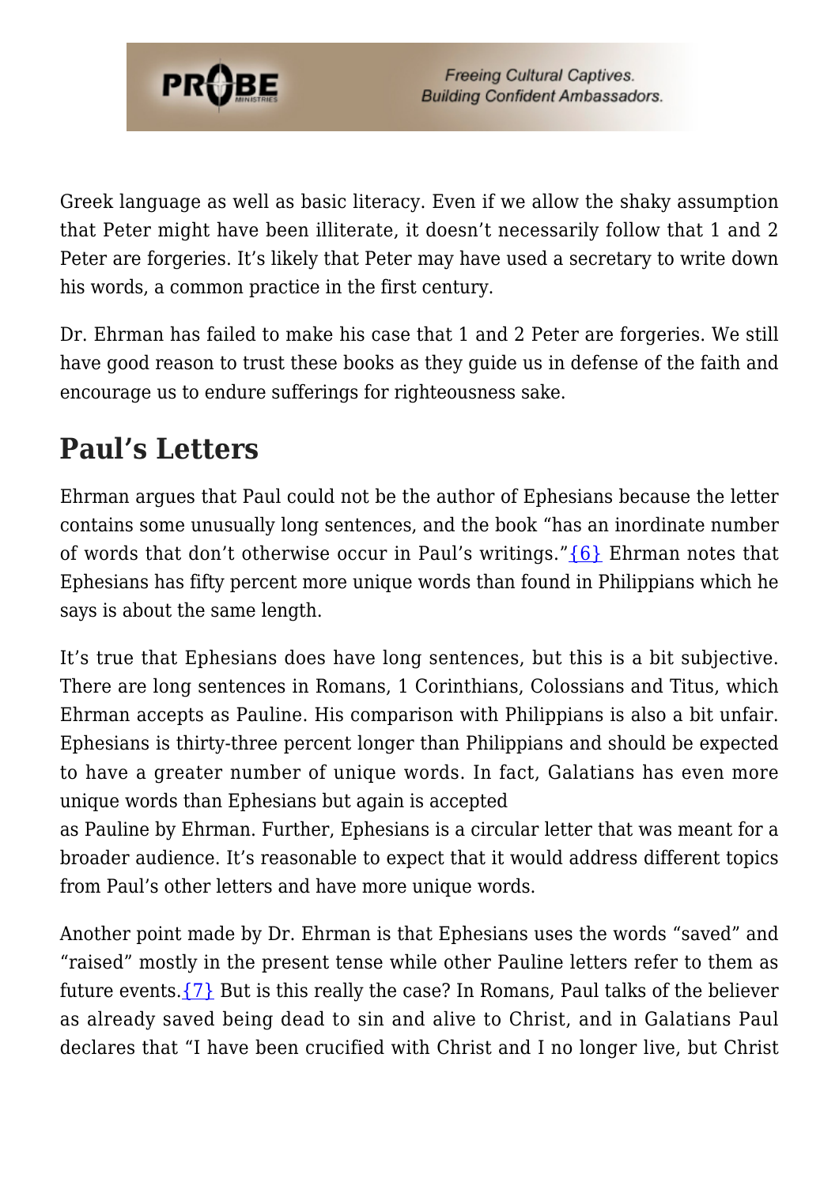Greek language as well as basic literacy. Even if we allow the shaky assumption that Peter might have been illiterate, it doesn't necessarily follow that 1 and 2 Peter are forgeries. It's likely that Peter may have used a secretary to write down his words, a common practice in the first century.

Dr. Ehrman has failed to make his case that 1 and 2 Peter are forgeries. We still have good reason to trust these books as they guide us in defense of the faith and encourage us to endure sufferings for righteousness sake.

## Paul's Letters

Ehrman argues that Paul could not be the author of Ephesians because the letter contains some unusually long sentences, and the book "has an inordinate number of words that don't otherwise occur in Paul's writings."{6} Ehrman notes that Ephesians has fifty percent more unique words than found in Philippians which he says is about the same length.

It's true that Ephesians does have long sentences, but this is a bit subjective. There are long sentences in Romans, 1 Corinthians, Colossians and Titus, which Ehrman accepts as Pauline. His comparison with Philippians is also a bit unfair. Ephesians is thirty-three percent longer than Philippians and should be expected to have a greater number of unique words. In fact, Galatians has even more unique words than Ephesians but again is accepted as Pauline by Ehrman. Further, Ephesians is a circular letter that was meant for a broader audience. It's reasonable to expect that it would address different topics from Paul's other letters and have more unique words.

Another point made by Dr. Ehrman is that Ephesians uses the words "saved" and "raised" mostly in the present tense while other Pauline letters refer to them as future events.{7} But is this really the case? In Romans, Paul talks of the believer as already saved being dead to sin and alive to Christ, and in Galatians Paul declares that "I have been crucified with Christ and I no longer live, but Christ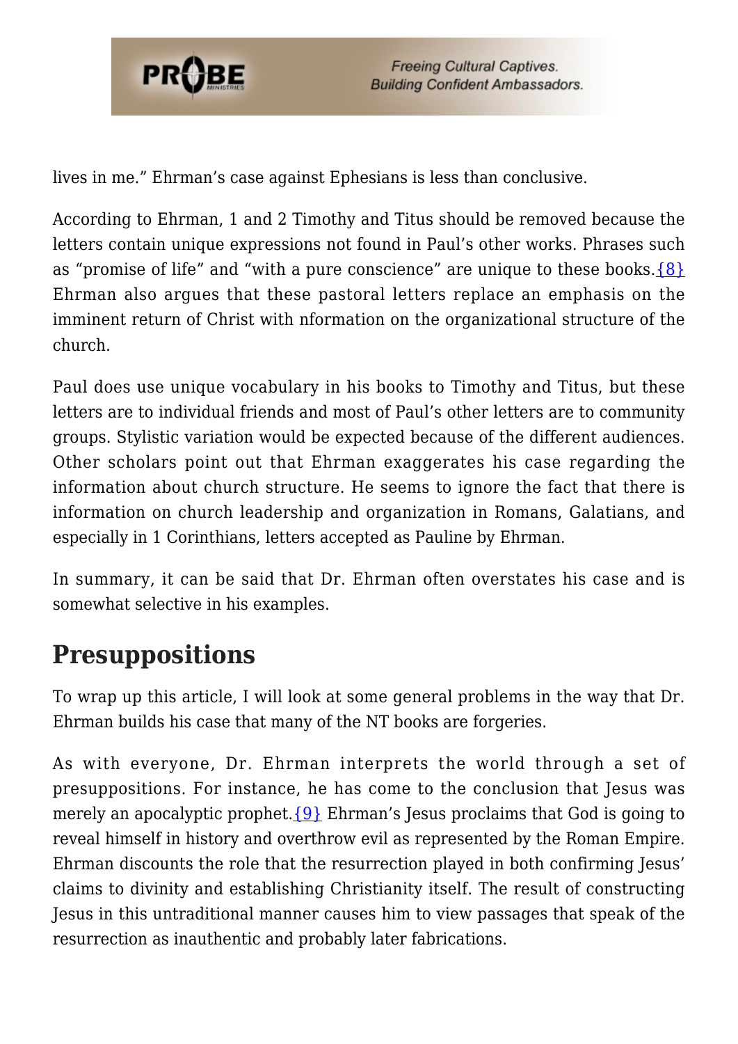lives in me." Ehrman's case against Ephesians is less than conclusive.

According to Ehrman, 1 and 2 Timothy and Titus should be removed because the letters contain unique expressions not found in Paul's other works. Phrases such as "promise of life" and "with a pure conscience" are unique to these books.{8} Ehrman also argues that these pastoral letters replace an emphasis on the imminent return of Christ with nformation on the organizational structure of the church.

Paul does use unique vocabulary in his books to Timothy and Titus, but these letters are to individual friends and most of Paul's other letters are to community groups. Stylistic variation would be expected because of the different audiences. Other scholars point out that Ehrman exaggerates his case regarding the information about church structure. He seems to ignore the fact that there is information on church leadership and organization in Romans, Galatians, and especially in 1 Corinthians, letters accepted as Pauline by Ehrman.

In summary, it can be said that Dr. Ehrman often overstates his case and is somewhat selective in his examples.

## Presuppositions

To wrap up this article, I will look at some general problems in the way that Dr. Ehrman builds his case that many of the NT books are forgeries.

As with everyone, Dr. Ehrman interprets the world through a set of presuppositions. For instance, he has come to the conclusion that Jesus was merely an apocalyptic prophet.{9} Ehrman's Jesus proclaims that God is going to reveal himself in history and overthrow evil as represented by the Roman Empire. Ehrman discounts the role that the resurrection played in both confirming Jesus' claims to divinity and establishing Christianity itself. The result of constructing Jesus in this untraditional manner causes him to view passages that speak of the resurrection as inauthentic and probably later fabrications.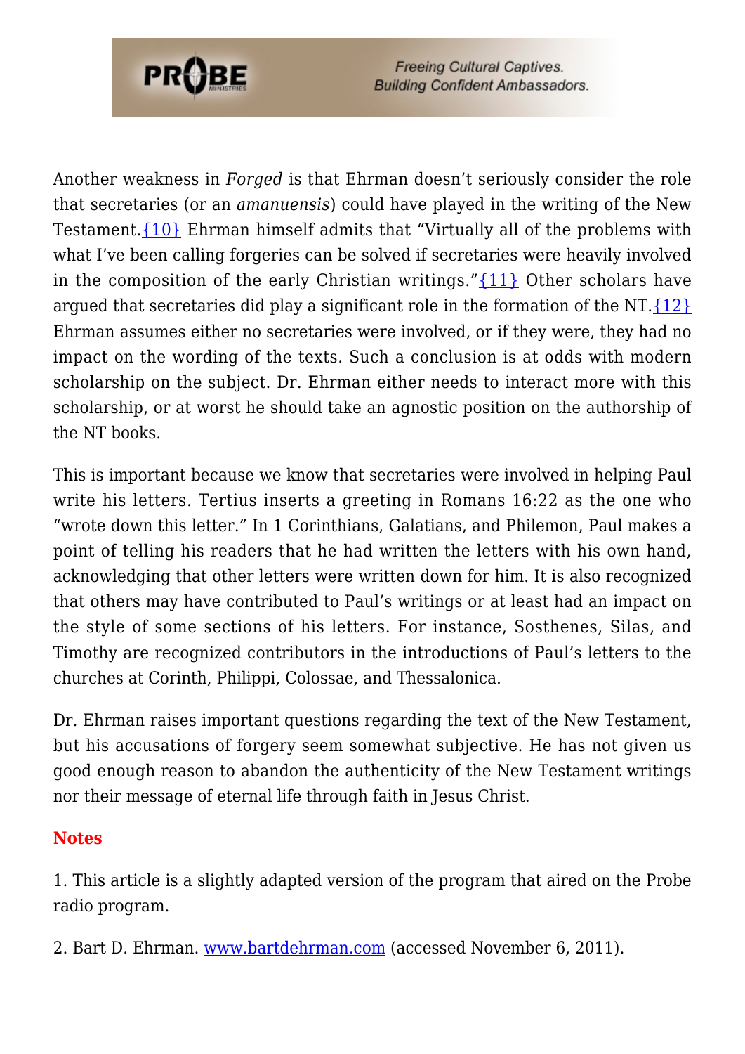Another weakness in *Forged* is that Ehrman doesn't seriously consider the role that secretaries (or an *amanuensis*) could have played in the writing of the New Testament.{10} Ehrman himself admits that "Virtually all of the problems with what I've been calling forgeries can be solved if secretaries were heavily involved in the composition of the early Christian writings."{11} Other scholars have argued that secretaries did play a significant role in the formation of the NT.{12} Ehrman assumes either no secretaries were involved, or if they were, they had no impact on the wording of the texts. Such a conclusion is at odds with modern scholarship on the subject. Dr. Ehrman either needs to interact more with this scholarship, or at worst he should take an agnostic position on the authorship of the NT books.

This is important because we know that secretaries were involved in helping Paul write his letters. Tertius inserts a greeting in Romans 16:22 as the one who "wrote down this letter." In 1 Corinthians, Galatians, and Philemon, Paul makes a point of telling his readers that he had written the letters with his own hand, acknowledging that other letters were written down for him. It is also recognized that others may have contributed to Paul's writings or at least had an impact on the style of some sections of his letters. For instance, Sosthenes, Silas, and Timothy are recognized contributors in the introductions of Paul's letters to the churches at Corinth, Philippi, Colossae, and Thessalonica.

Dr. Ehrman raises important questions regarding the text of the New Testament, but his accusations of forgery seem somewhat subjective. He has not given us good enough reason to abandon the authenticity of the New Testament writings nor their message of eternal life through faith in Jesus Christ.

## Notes

1. This article is a slightly adapted version of the program that aired on the Probe radio program.

2. Bart D. Ehrman. www.bartdehrman.com (accessed November 6, 2011).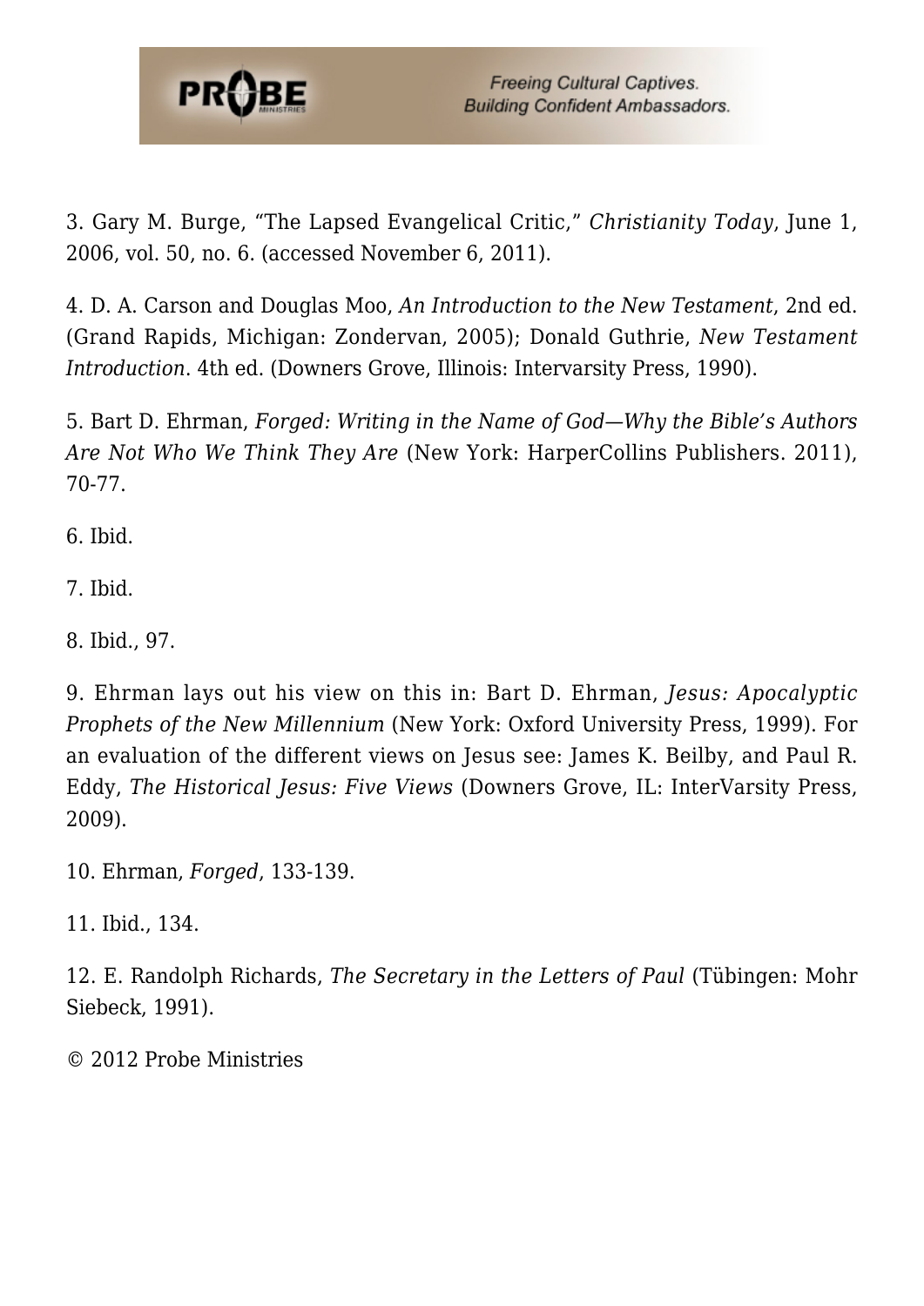3. Gary M. Burge, "The Lapsed Evangelical Critic," *Christianity Today*, June 1, 2006, vol. 50, no. 6. (accessed November 6, 2011).

4. D. A. Carson and Douglas Moo, *An Introduction to the New Testament*, 2nd ed. (Grand Rapids, Michigan: Zondervan, 2005); Donald Guthrie, *New Testament Introduction*. 4th ed. (Downers Grove, Illinois: Intervarsity Press, 1990).

5. Bart D. Ehrman, *Forged: Writing in the Name of God—Why the Bible's Authors Are Not Who We Think They Are* (New York: HarperCollins Publishers. 2011), 70-77.

6. Ibid.

7. Ibid.

8. Ibid., 97.

9. Ehrman lays out his view on this in: Bart D. Ehrman, *Jesus: Apocalyptic Prophets of the New Millennium* (New York: Oxford University Press, 1999). For an evaluation of the different views on Jesus see: James K. Beilby, and Paul R. Eddy, *The Historical Jesus: Five Views* (Downers Grove, IL: InterVarsity Press, 2009).

10. Ehrman, *Forged*, 133-139.

11. Ibid., 134.

12. E. Randolph Richards, *The Secretary in the Letters of Paul* (Tübingen: Mohr Siebeck, 1991).

© 2012 Probe Ministries